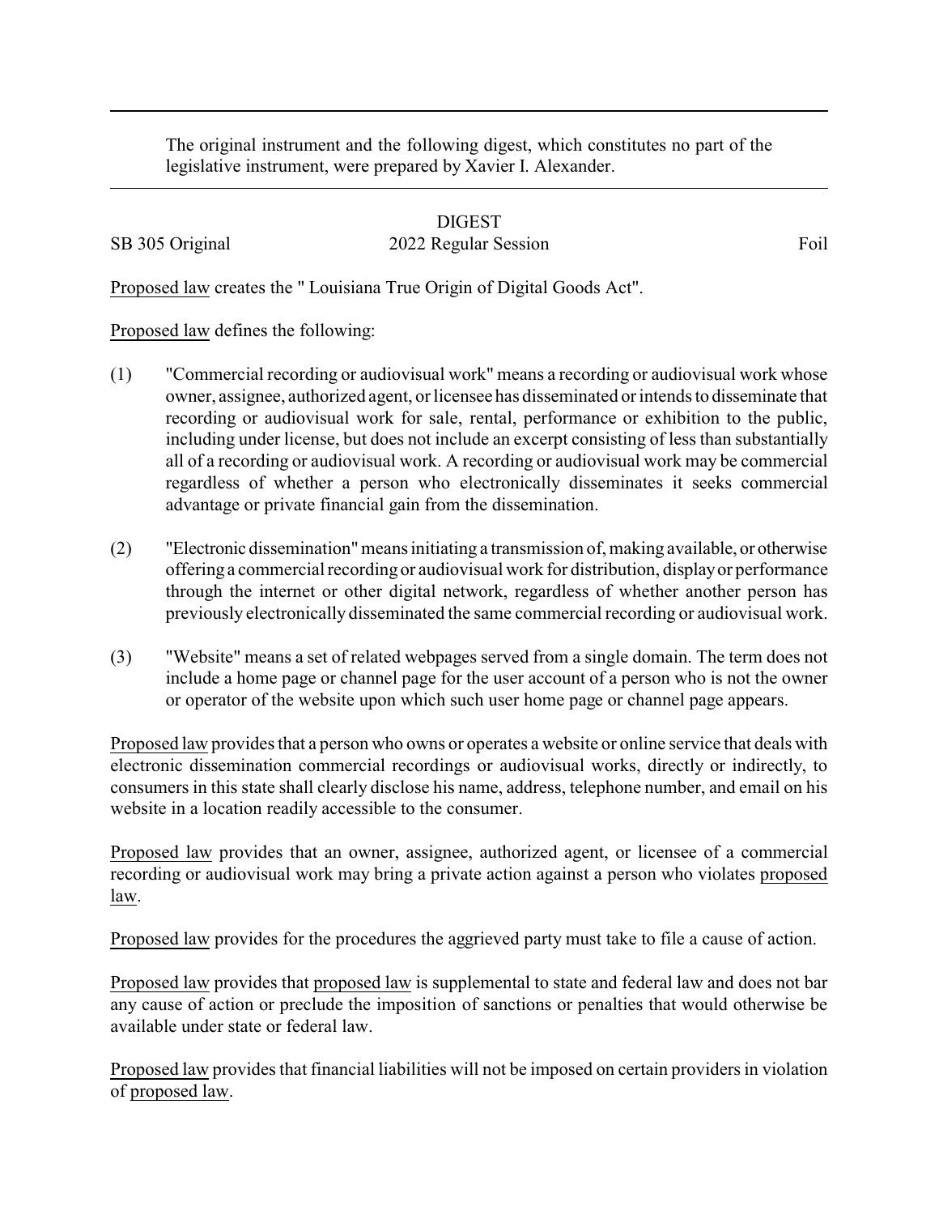The original instrument and the following digest, which constitutes no part of the legislative instrument, were prepared by Xavier I. Alexander.

DIGEST

SB 305 Original 2022 Regular Session Foil

Proposed law creates the " Louisiana True Origin of Digital Goods Act".

Proposed law defines the following:

(1) "Commercial recording or audiovisual work" means a recording or audiovisual work whose owner, assignee, authorized agent, or licensee has disseminated or intends to disseminate that recording or audiovisual work for sale, rental, performance or exhibition to the public, including under license, but does not include an excerpt consisting of less than substantially all of a recording or audiovisual work. A recording or audiovisual work may be commercial regardless of whether a person who electronically disseminates it seeks commercial advantage or private financial gain from the dissemination.

(2) "Electronic dissemination" means initiating a transmission of, making available, or otherwise offering a commercial recording or audiovisual work for distribution, display or performance through the internet or other digital network, regardless of whether another person has previously electronically disseminated the same commercial recording or audiovisual work.

(3) "Website" means a set of related webpages served from a single domain. The term does not include a home page or channel page for the user account of a person who is not the owner or operator of the website upon which such user home page or channel page appears.

Proposed law provides that a person who owns or operates a website or online service that deals with electronic dissemination commercial recordings or audiovisual works, directly or indirectly, to consumers in this state shall clearly disclose his name, address, telephone number, and email on his website in a location readily accessible to the consumer.

Proposed law provides that an owner, assignee, authorized agent, or licensee of a commercial recording or audiovisual work may bring a private action against a person who violates proposed law.

Proposed law provides for the procedures the aggrieved party must take to file a cause of action.

Proposed law provides that proposed law is supplemental to state and federal law and does not bar any cause of action or preclude the imposition of sanctions or penalties that would otherwise be available under state or federal law.

Proposed law provides that financial liabilities will not be imposed on certain providers in violation of proposed law.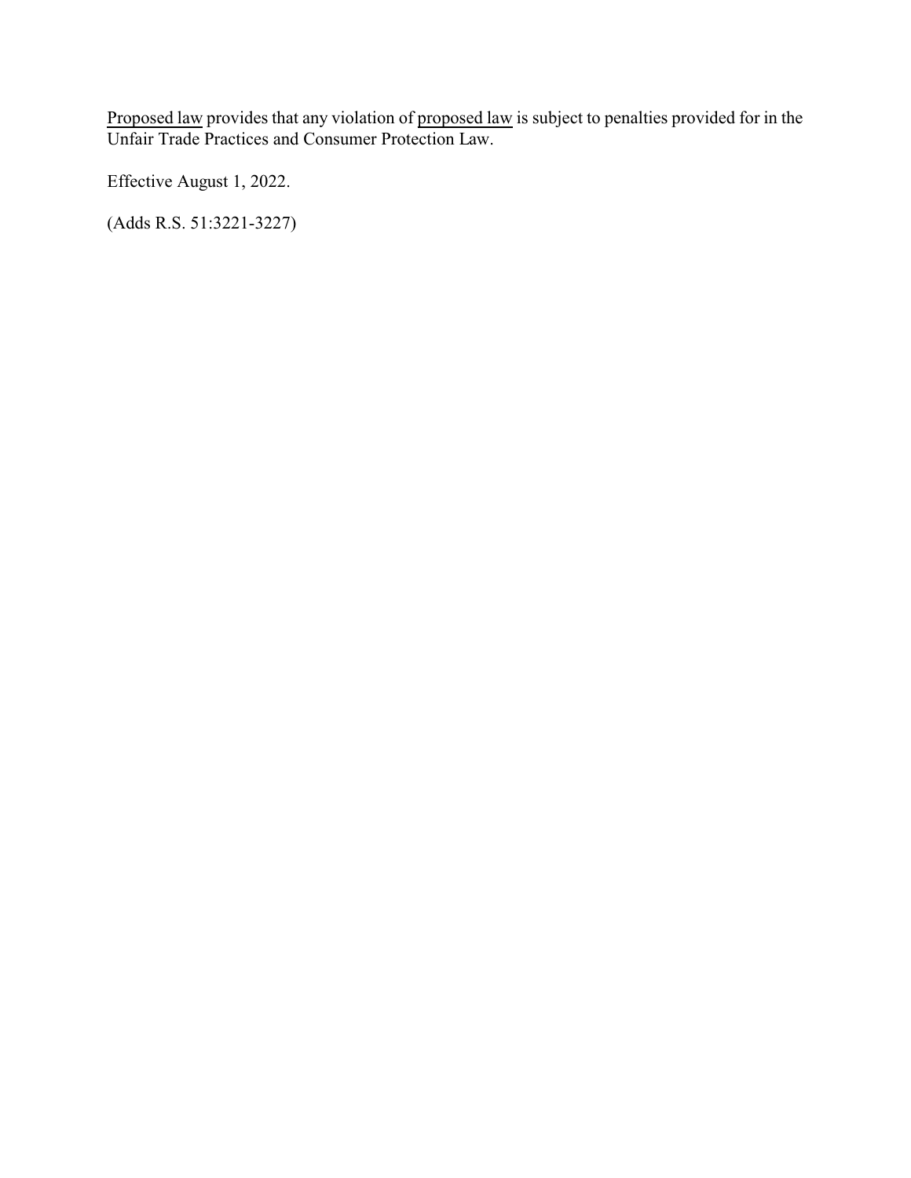<u>Proposed law</u> provides that any violation of <u>proposed law</u> is subject to penalties provided for in the Unfair Trade Practices and Consumer Protection Law.

Effective August 1, 2022.

(Adds R.S. 51:3221-3227)